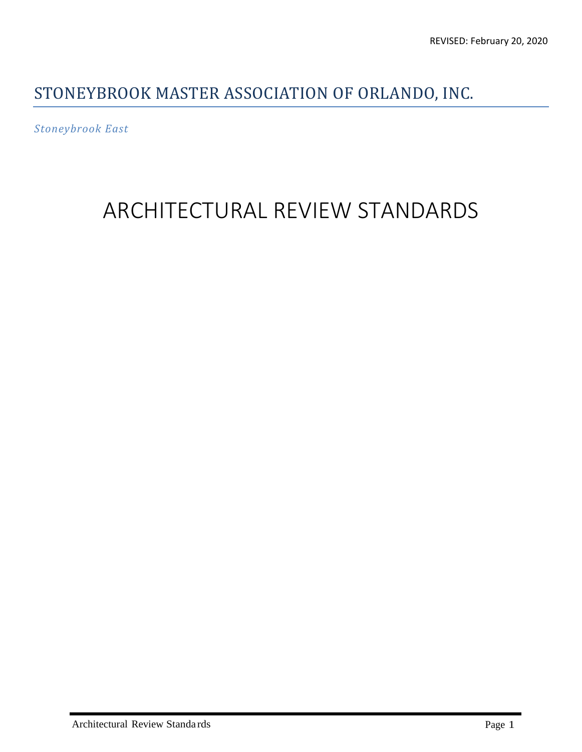REVISED: February 20, 2020

# STONEYBROOK MASTER ASSOCIATION OF ORLANDO, INC.

*Stoneybrook East*

# ARCHITECTURAL REVIEW STANDARDS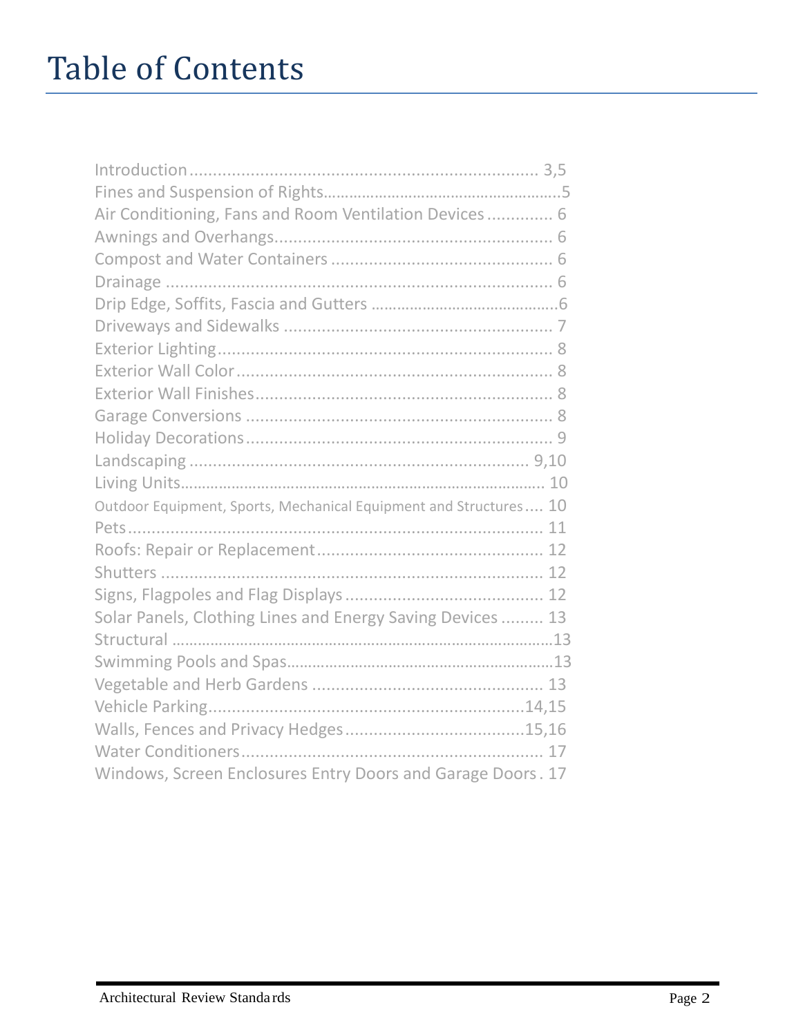# Table of Contents

| Section | Page |
|---|---|
| Introduction | 3,5 |
| Fines and Suspension of Rights | 5 |
| Air Conditioning, Fans and Room Ventilation Devices | 6 |
| Awnings and Overhangs | 6 |
| Compost and Water Containers | 6 |
| Drainage | 6 |
| Drip Edge, Soffits, Fascia and Gutters | 6 |
| Driveways and Sidewalks | 7 |
| Exterior Lighting | 8 |
| Exterior Wall Color | 8 |
| Exterior Wall Finishes | 8 |
| Garage Conversions | 8 |
| Holiday Decorations | 9 |
| Landscaping | 9,10 |
| Living Units | 10 |
| Outdoor Equipment, Sports, Mechanical Equipment and Structures | 10 |
| Pets | 11 |
| Roofs: Repair or Replacement | 12 |
| Shutters | 12 |
| Signs, Flagpoles and Flag Displays | 12 |
| Solar Panels, Clothing Lines and Energy Saving Devices | 13 |
| Structural | 13 |
| Swimming Pools and Spas | 13 |
| Vegetable and Herb Gardens | 13 |
| Vehicle Parking | 14,15 |
| Walls, Fences and Privacy Hedges | 15,16 |
| Water Conditioners | 17 |
| Windows, Screen Enclosures Entry Doors and Garage Doors | 17 |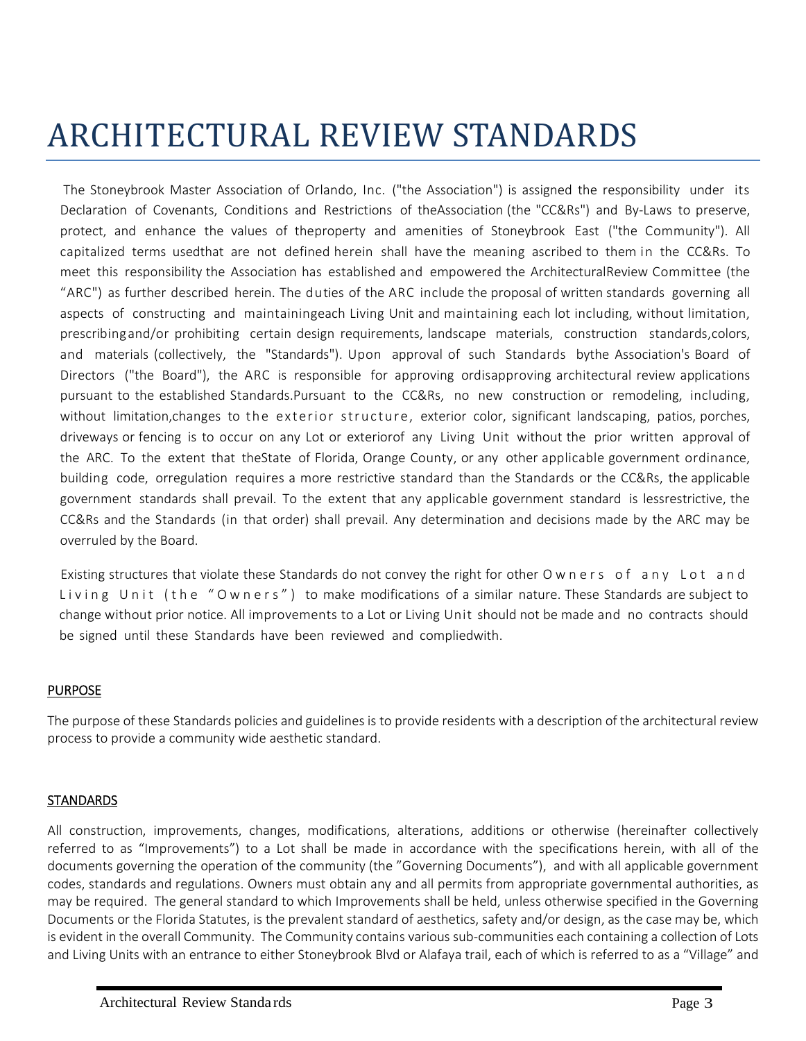# ARCHITECTURAL REVIEW STANDARDS

The Stoneybrook Master Association of Orlando, Inc. ("the Association") is assigned the responsibility under its Declaration of Covenants, Conditions and Restrictions of theAssociation (the "CC&Rs") and By-Laws to preserve, protect, and enhance the values of theproperty and amenities of Stoneybrook East ("the Community"). All capitalized terms usedthat are not defined herein shall have the meaning ascribed to them in the CC&Rs. To meet this responsibility the Association has established and empowered the ArchitecturalReview Committee (the "ARC") as further described herein. The duties of the ARC include the proposal of written standards governing all aspects of constructing and maintainingeach Living Unit and maintaining each lot including, without limitation, prescribingand/or prohibiting certain design requirements, landscape materials, construction standards,colors, and materials (collectively, the "Standards"). Upon approval of such Standards bythe Association's Board of Directors ("the Board"), the ARC is responsible for approving ordisapproving architectural review applications pursuant to the established Standards.Pursuant to the CC&Rs, no new construction or remodeling, including, without limitation,changes to the exterior structure, exterior color, significant landscaping, patios, porches, driveways or fencing is to occur on any Lot or exteriorof any Living Unit without the prior written approval of the ARC. To the extent that theState of Florida, Orange County, or any other applicable government ordinance, building code, orregulation requires a more restrictive standard than the Standards or the CC&Rs, the applicable government standards shall prevail. To the extent that any applicable government standard is lessrestrictive, the CC&Rs and the Standards (in that order) shall prevail. Any determination and decisions made by the ARC may be overruled by the Board.

Existing structures that violate these Standards do not convey the right for other Owners of any Lot and Living Unit (the "Owners") to make modifications of a similar nature. These Standards are subject to change without prior notice. All improvements to a Lot or Living Unit should not be made and no contracts should be signed until these Standards have been reviewed and compliedwith.

## PURPOSE

The purpose of these Standards policies and guidelines is to provide residents with a description of the architectural review process to provide a community wide aesthetic standard.

## STANDARDS

All construction, improvements, changes, modifications, alterations, additions or otherwise (hereinafter collectively referred to as "Improvements") to a Lot shall be made in accordance with the specifications herein, with all of the documents governing the operation of the community (the "Governing Documents"), and with all applicable government codes, standards and regulations. Owners must obtain any and all permits from appropriate governmental authorities, as may be required. The general standard to which Improvements shall be held, unless otherwise specified in the Governing Documents or the Florida Statutes, is the prevalent standard of aesthetics, safety and/or design, as the case may be, which is evident in the overall Community. The Community contains various sub-communities each containing a collection of Lots and Living Units with an entrance to either Stoneybrook Blvd or Alafaya trail, each of which is referred to as a "Village" and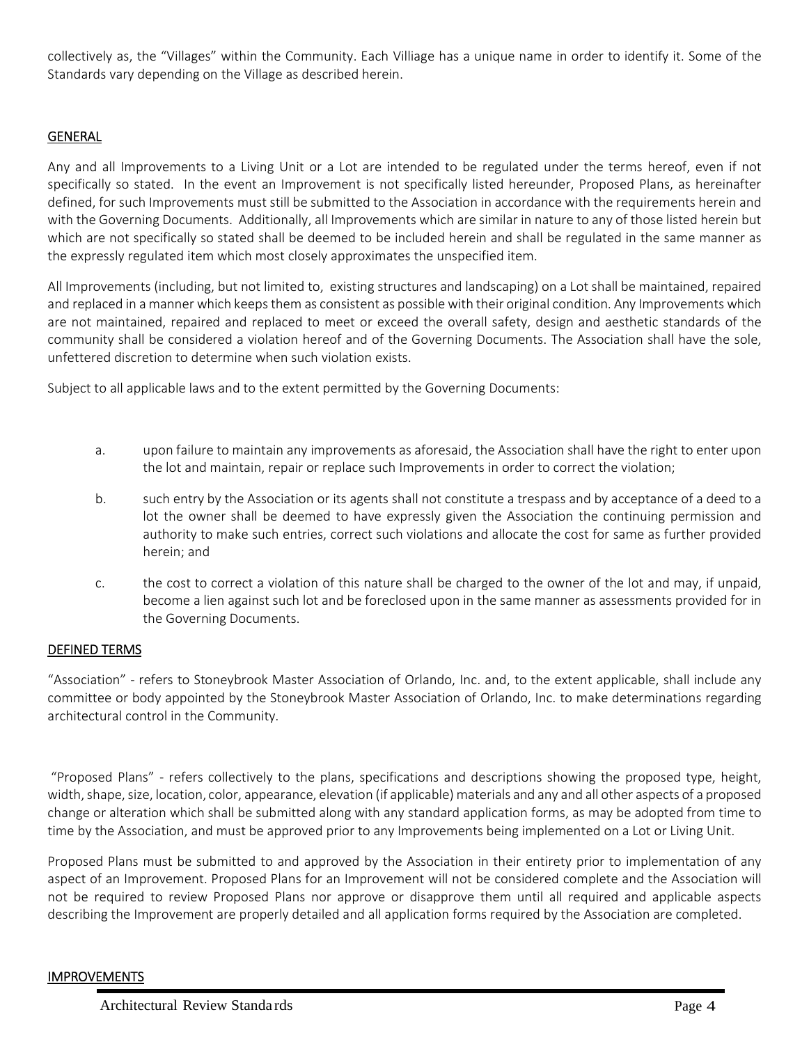collectively as, the "Villages" within the Community. Each Villiage has a unique name in order to identify it. Some of the Standards vary depending on the Village as described herein.

## GENERAL

Any and all Improvements to a Living Unit or a Lot are intended to be regulated under the terms hereof, even if not specifically so stated. In the event an Improvement is not specifically listed hereunder, Proposed Plans, as hereinafter defined, for such Improvements must still be submitted to the Association in accordance with the requirements herein and with the Governing Documents. Additionally, all Improvements which are similar in nature to any of those listed herein but which are not specifically so stated shall be deemed to be included herein and shall be regulated in the same manner as the expressly regulated item which most closely approximates the unspecified item.

All Improvements (including, but not limited to, existing structures and landscaping) on a Lot shall be maintained, repaired and replaced in a manner which keeps them as consistent as possible with their original condition. Any Improvements which are not maintained, repaired and replaced to meet or exceed the overall safety, design and aesthetic standards of the community shall be considered a violation hereof and of the Governing Documents. The Association shall have the sole, unfettered discretion to determine when such violation exists.

Subject to all applicable laws and to the extent permitted by the Governing Documents:

a. upon failure to maintain any improvements as aforesaid, the Association shall have the right to enter upon the lot and maintain, repair or replace such Improvements in order to correct the violation;

b. such entry by the Association or its agents shall not constitute a trespass and by acceptance of a deed to a lot the owner shall be deemed to have expressly given the Association the continuing permission and authority to make such entries, correct such violations and allocate the cost for same as further provided herein; and

c. the cost to correct a violation of this nature shall be charged to the owner of the lot and may, if unpaid, become a lien against such lot and be foreclosed upon in the same manner as assessments provided for in the Governing Documents.

## DEFINED TERMS

"Association" - refers to Stoneybrook Master Association of Orlando, Inc. and, to the extent applicable, shall include any committee or body appointed by the Stoneybrook Master Association of Orlando, Inc. to make determinations regarding architectural control in the Community.

"Proposed Plans" - refers collectively to the plans, specifications and descriptions showing the proposed type, height, width, shape, size, location, color, appearance, elevation (if applicable) materials and any and all other aspects of a proposed change or alteration which shall be submitted along with any standard application forms, as may be adopted from time to time by the Association, and must be approved prior to any Improvements being implemented on a Lot or Living Unit.

Proposed Plans must be submitted to and approved by the Association in their entirety prior to implementation of any aspect of an Improvement. Proposed Plans for an Improvement will not be considered complete and the Association will not be required to review Proposed Plans nor approve or disapprove them until all required and applicable aspects describing the Improvement are properly detailed and all application forms required by the Association are completed.

## IMPROVEMENTS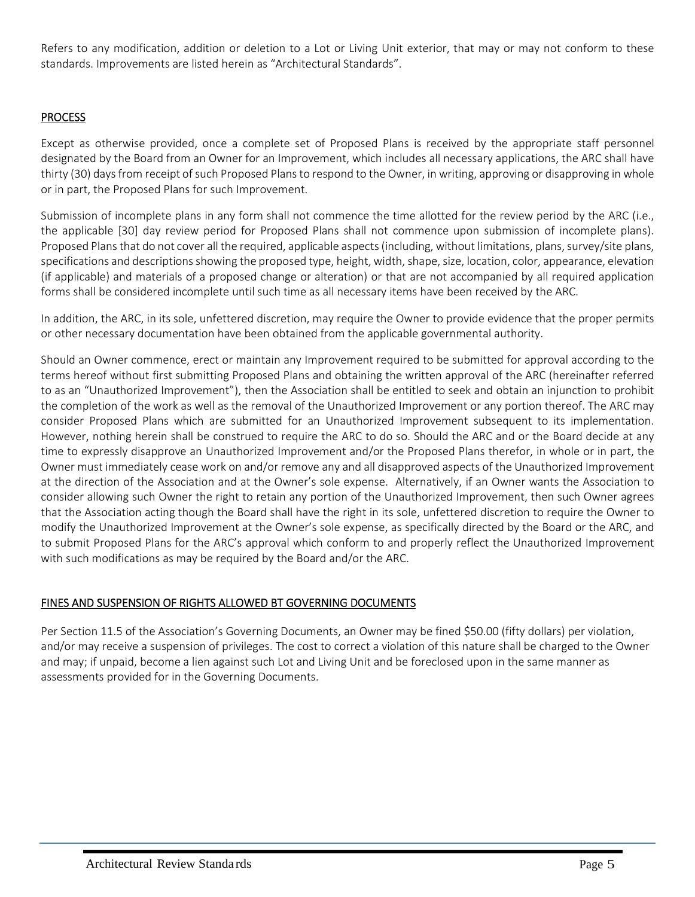Refers to any modification, addition or deletion to a Lot or Living Unit exterior, that may or may not conform to these standards. Improvements are listed herein as "Architectural Standards".

## PROCESS

Except as otherwise provided, once a complete set of Proposed Plans is received by the appropriate staff personnel designated by the Board from an Owner for an Improvement, which includes all necessary applications, the ARC shall have thirty (30) days from receipt of such Proposed Plans to respond to the Owner, in writing, approving or disapproving in whole or in part, the Proposed Plans for such Improvement.

Submission of incomplete plans in any form shall not commence the time allotted for the review period by the ARC (i.e., the applicable [30] day review period for Proposed Plans shall not commence upon submission of incomplete plans). Proposed Plans that do not cover all the required, applicable aspects (including, without limitations, plans, survey/site plans, specifications and descriptions showing the proposed type, height, width, shape, size, location, color, appearance, elevation (if applicable) and materials of a proposed change or alteration) or that are not accompanied by all required application forms shall be considered incomplete until such time as all necessary items have been received by the ARC.

In addition, the ARC, in its sole, unfettered discretion, may require the Owner to provide evidence that the proper permits or other necessary documentation have been obtained from the applicable governmental authority.

Should an Owner commence, erect or maintain any Improvement required to be submitted for approval according to the terms hereof without first submitting Proposed Plans and obtaining the written approval of the ARC (hereinafter referred to as an "Unauthorized Improvement"), then the Association shall be entitled to seek and obtain an injunction to prohibit the completion of the work as well as the removal of the Unauthorized Improvement or any portion thereof. The ARC may consider Proposed Plans which are submitted for an Unauthorized Improvement subsequent to its implementation. However, nothing herein shall be construed to require the ARC to do so. Should the ARC and or the Board decide at any time to expressly disapprove an Unauthorized Improvement and/or the Proposed Plans therefor, in whole or in part, the Owner must immediately cease work on and/or remove any and all disapproved aspects of the Unauthorized Improvement at the direction of the Association and at the Owner's sole expense. Alternatively, if an Owner wants the Association to consider allowing such Owner the right to retain any portion of the Unauthorized Improvement, then such Owner agrees that the Association acting though the Board shall have the right in its sole, unfettered discretion to require the Owner to modify the Unauthorized Improvement at the Owner's sole expense, as specifically directed by the Board or the ARC, and to submit Proposed Plans for the ARC's approval which conform to and properly reflect the Unauthorized Improvement with such modifications as may be required by the Board and/or the ARC.

## FINES AND SUSPENSION OF RIGHTS ALLOWED BT GOVERNING DOCUMENTS

Per Section 11.5 of the Association's Governing Documents, an Owner may be fined $50.00 (fifty dollars) per violation, and/or may receive a suspension of privileges. The cost to correct a violation of this nature shall be charged to the Owner and may; if unpaid, become a lien against such Lot and Living Unit and be foreclosed upon in the same manner as assessments provided for in the Governing Documents.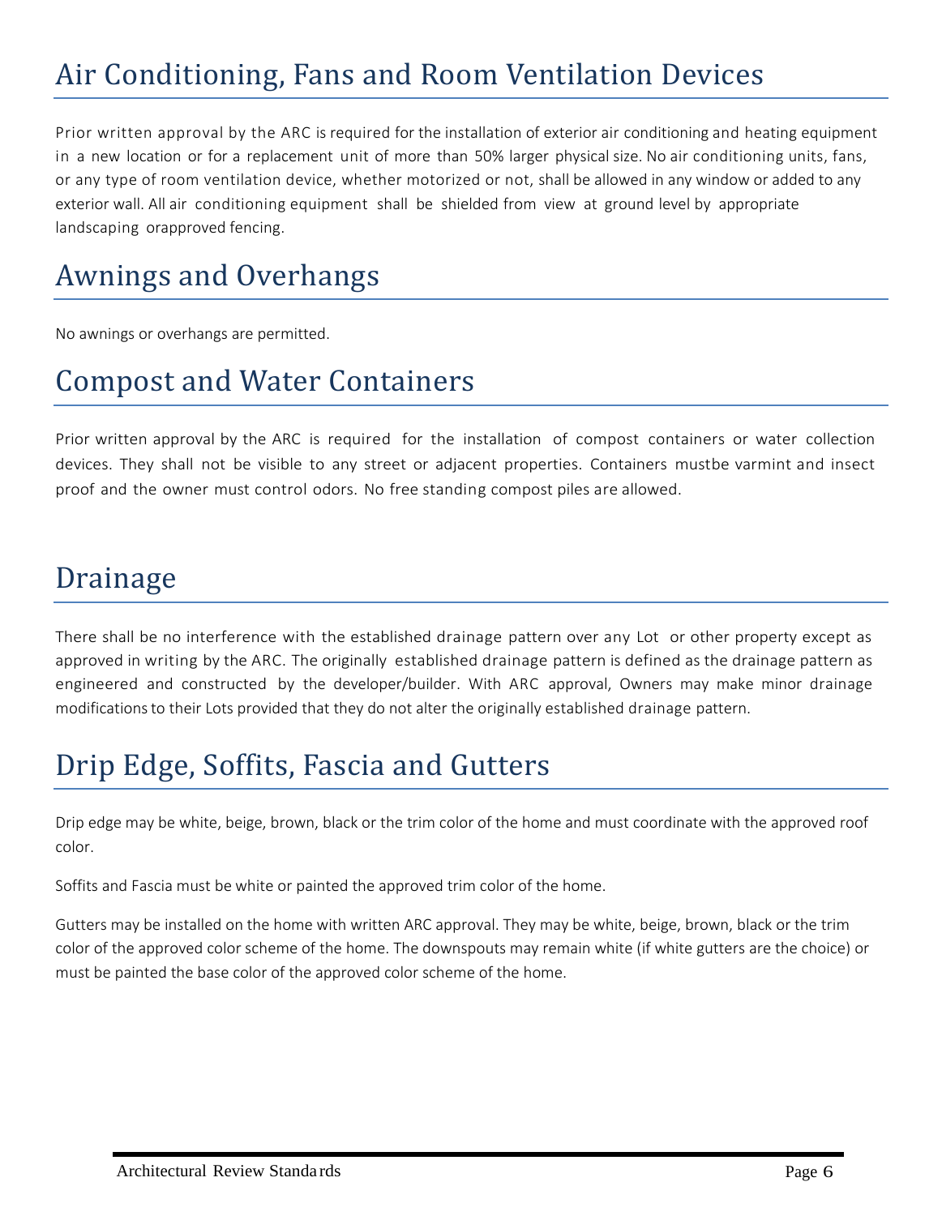# Air Conditioning, Fans and Room Ventilation Devices

Prior written approval by the ARC is required for the installation of exterior air conditioning and heating equipment in a new location or for a replacement unit of more than 50% larger physical size. No air conditioning units, fans, or any type of room ventilation device, whether motorized or not, shall be allowed in any window or added to any exterior wall. All air conditioning equipment shall be shielded from view at ground level by appropriate landscaping orapproved fencing.

# Awnings and Overhangs

No awnings or overhangs are permitted.

# Compost and Water Containers

Prior written approval by the ARC is required for the installation of compost containers or water collection devices. They shall not be visible to any street or adjacent properties. Containers mustbe varmint and insect proof and the owner must control odors. No free standing compost piles are allowed.

# Drainage

There shall be no interference with the established drainage pattern over any Lot or other property except as approved in writing by the ARC. The originally established drainage pattern is defined as the drainage pattern as engineered and constructed by the developer/builder. With ARC approval, Owners may make minor drainage modifications to their Lots provided that they do not alter the originally established drainage pattern.

# Drip Edge, Soffits, Fascia and Gutters

Drip edge may be white, beige, brown, black or the trim color of the home and must coordinate with the approved roof color.

Soffits and Fascia must be white or painted the approved trim color of the home.

Gutters may be installed on the home with written ARC approval. They may be white, beige, brown, black or the trim color of the approved color scheme of the home. The downspouts may remain white (if white gutters are the choice) or must be painted the base color of the approved color scheme of the home.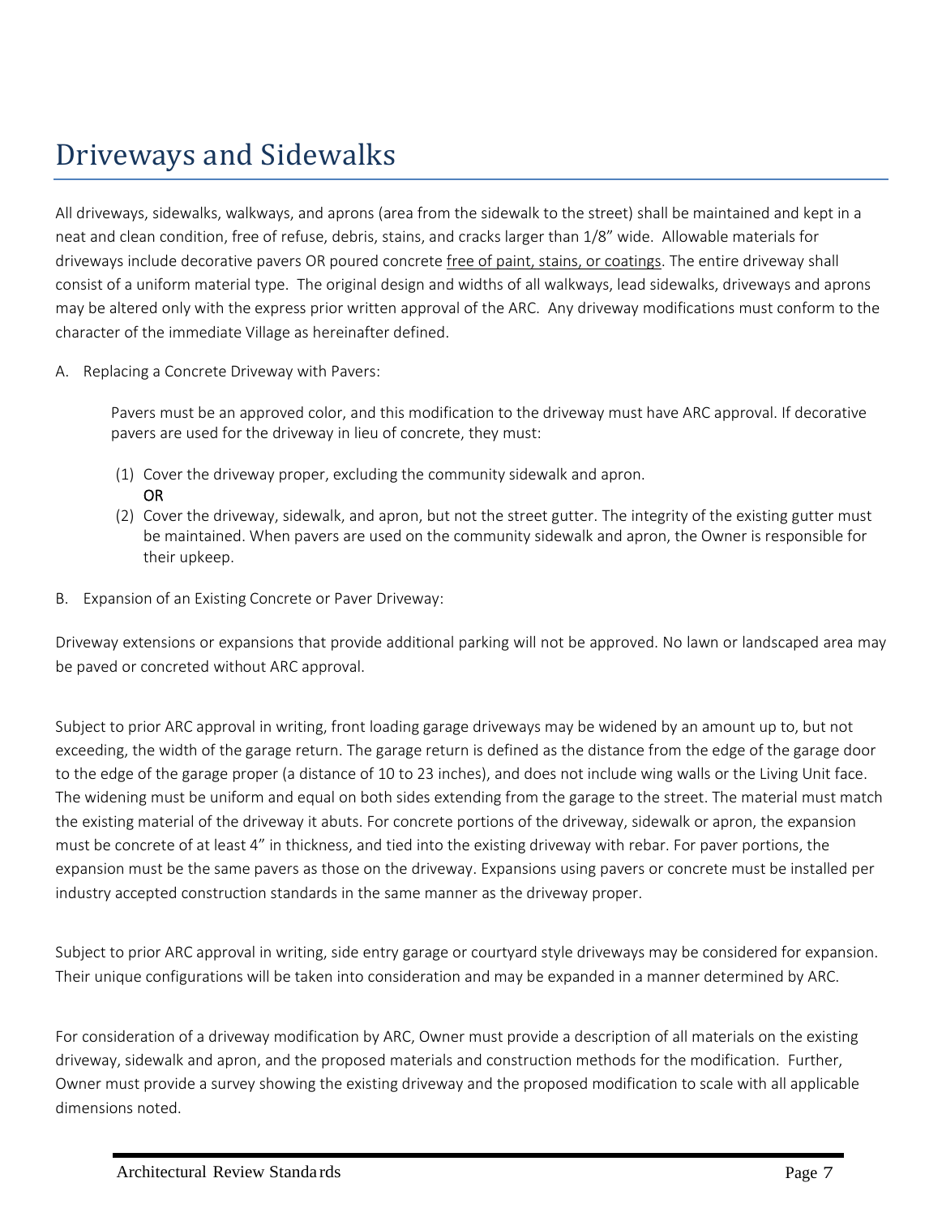# Driveways and Sidewalks

All driveways, sidewalks, walkways, and aprons (area from the sidewalk to the street) shall be maintained and kept in a neat and clean condition, free of refuse, debris, stains, and cracks larger than 1/8" wide. Allowable materials for driveways include decorative pavers OR poured concrete <u>free of paint, stains, or coatings</u>. The entire driveway shall consist of a uniform material type. The original design and widths of all walkways, lead sidewalks, driveways and aprons may be altered only with the express prior written approval of the ARC. Any driveway modifications must conform to the character of the immediate Village as hereinafter defined.

A. Replacing a Concrete Driveway with Pavers:

Pavers must be an approved color, and this modification to the driveway must have ARC approval. If decorative pavers are used for the driveway in lieu of concrete, they must:

(1) Cover the driveway proper, excluding the community sidewalk and apron.
OR
(2) Cover the driveway, sidewalk, and apron, but not the street gutter. The integrity of the existing gutter must be maintained. When pavers are used on the community sidewalk and apron, the Owner is responsible for their upkeep.

B. Expansion of an Existing Concrete or Paver Driveway:

Driveway extensions or expansions that provide additional parking will not be approved. No lawn or landscaped area may be paved or concreted without ARC approval.

Subject to prior ARC approval in writing, front loading garage driveways may be widened by an amount up to, but not exceeding, the width of the garage return. The garage return is defined as the distance from the edge of the garage door to the edge of the garage proper (a distance of 10 to 23 inches), and does not include wing walls or the Living Unit face. The widening must be uniform and equal on both sides extending from the garage to the street. The material must match the existing material of the driveway it abuts. For concrete portions of the driveway, sidewalk or apron, the expansion must be concrete of at least 4" in thickness, and tied into the existing driveway with rebar. For paver portions, the expansion must be the same pavers as those on the driveway. Expansions using pavers or concrete must be installed per industry accepted construction standards in the same manner as the driveway proper.

Subject to prior ARC approval in writing, side entry garage or courtyard style driveways may be considered for expansion. Their unique configurations will be taken into consideration and may be expanded in a manner determined by ARC.

For consideration of a driveway modification by ARC, Owner must provide a description of all materials on the existing driveway, sidewalk and apron, and the proposed materials and construction methods for the modification. Further, Owner must provide a survey showing the existing driveway and the proposed modification to scale with all applicable dimensions noted.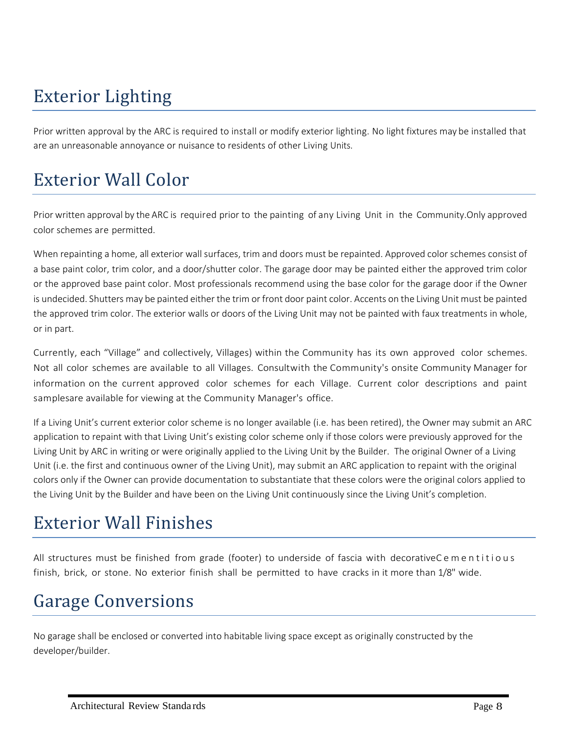# Exterior Lighting

Prior written approval by the ARC is required to install or modify exterior lighting. No light fixtures may be installed that are an unreasonable annoyance or nuisance to residents of other Living Units.

# Exterior Wall Color

Prior written approval by the ARC is required prior to the painting of any Living Unit in the Community.Only approved color schemes are permitted.

When repainting a home, all exterior wall surfaces, trim and doors must be repainted. Approved color schemes consist of a base paint color, trim color, and a door/shutter color. The garage door may be painted either the approved trim color or the approved base paint color. Most professionals recommend using the base color for the garage door if the Owner is undecided. Shutters may be painted either the trim or front door paint color. Accents on the Living Unit must be painted the approved trim color. The exterior walls or doors of the Living Unit may not be painted with faux treatments in whole, or in part.

Currently, each "Village" and collectively, Villages) within the Community has its own approved color schemes. Not all color schemes are available to all Villages. Consultwith the Community's onsite Community Manager for information on the current approved color schemes for each Village. Current color descriptions and paint samplesare available for viewing at the Community Manager's office.

If a Living Unit's current exterior color scheme is no longer available (i.e. has been retired), the Owner may submit an ARC application to repaint with that Living Unit's existing color scheme only if those colors were previously approved for the Living Unit by ARC in writing or were originally applied to the Living Unit by the Builder. The original Owner of a Living Unit (i.e. the first and continuous owner of the Living Unit), may submit an ARC application to repaint with the original colors only if the Owner can provide documentation to substantiate that these colors were the original colors applied to the Living Unit by the Builder and have been on the Living Unit continuously since the Living Unit's completion.

# Exterior Wall Finishes

All structures must be finished from grade (footer) to underside of fascia with decorativeCementitious finish, brick, or stone. No exterior finish shall be permitted to have cracks in it more than 1/8" wide.

# Garage Conversions

No garage shall be enclosed or converted into habitable living space except as originally constructed by the developer/builder.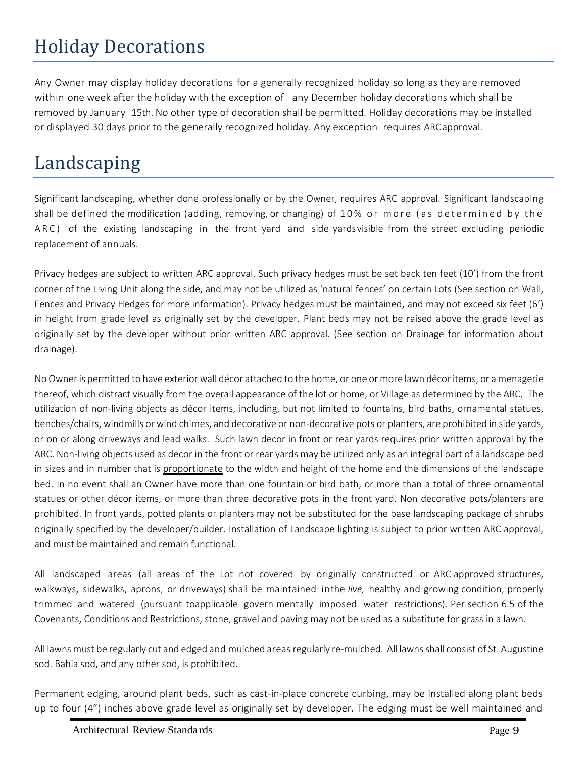# Holiday Decorations

Any Owner may display holiday decorations for a generally recognized holiday so long as they are removed within one week after the holiday with the exception of any December holiday decorations which shall be removed by January 15th. No other type of decoration shall be permitted. Holiday decorations may be installed or displayed 30 days prior to the generally recognized holiday. Any exception requires ARC approval.

# Landscaping

Significant landscaping, whether done professionally or by the Owner, requires ARC approval. Significant landscaping shall be defined the modification (adding, removing, or changing) of 10% or more (as determined by the ARC) of the existing landscaping in the front yard and side yards visible from the street excluding periodic replacement of annuals.

Privacy hedges are subject to written ARC approval. Such privacy hedges must be set back ten feet (10') from the front corner of the Living Unit along the side, and may not be utilized as 'natural fences' on certain Lots (See section on Wall, Fences and Privacy Hedges for more information). Privacy hedges must be maintained, and may not exceed six feet (6') in height from grade level as originally set by the developer. Plant beds may not be raised above the grade level as originally set by the developer without prior written ARC approval. (See section on Drainage for information about drainage).

No Owner is permitted to have exterior wall décor attached to the home, or one or more lawn décor items, or a menagerie thereof, which distract visually from the overall appearance of the lot or home, or Village as determined by the ARC. The utilization of non-living objects as décor items, including, but not limited to fountains, bird baths, ornamental statues, benches/chairs, windmills or wind chimes, and decorative or non-decorative pots or planters, are <u>prohibited in side yards, or on or along driveways and lead walks</u>. Such lawn decor in front or rear yards requires prior written approval by the ARC. Non-living objects used as decor in the front or rear yards may be utilized <u>only</u> as an integral part of a landscape bed in sizes and in number that is <u>proportionate</u> to the width and height of the home and the dimensions of the landscape bed. In no event shall an Owner have more than one fountain or bird bath, or more than a total of three ornamental statues or other décor items, or more than three decorative pots in the front yard. Non decorative pots/planters are prohibited. In front yards, potted plants or planters may not be substituted for the base landscaping package of shrubs originally specified by the developer/builder. Installation of Landscape lighting is subject to prior written ARC approval, and must be maintained and remain functional.

All landscaped areas (all areas of the Lot not covered by originally constructed or ARC approved structures, walkways, sidewalks, aprons, or driveways) shall be maintained in the *live,* healthy and growing condition, properly trimmed and watered (pursuant to applicable governmentally imposed water restrictions). Per section 6.5 of the Covenants, Conditions and Restrictions, stone, gravel and paving may not be used as a substitute for grass in a lawn.

All lawns must be regularly cut and edged and mulched areas regularly re-mulched. All lawns shall consist of St. Augustine sod. Bahia sod, and any other sod, is prohibited.

Permanent edging, around plant beds, such as cast-in-place concrete curbing, may be installed along plant beds up to four (4") inches above grade level as originally set by developer. The edging must be well maintained and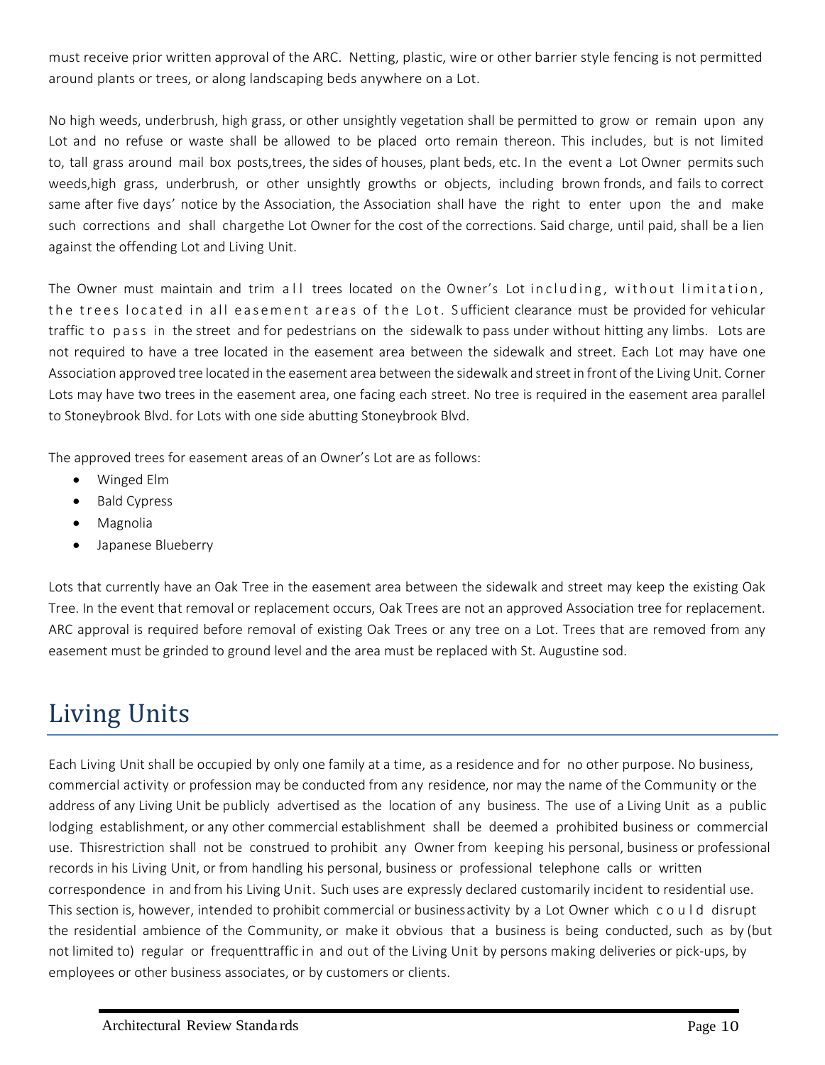must receive prior written approval of the ARC. Netting, plastic, wire or other barrier style fencing is not permitted around plants or trees, or along landscaping beds anywhere on a Lot.

No high weeds, underbrush, high grass, or other unsightly vegetation shall be permitted to grow or remain upon any Lot and no refuse or waste shall be allowed to be placed orto remain thereon. This includes, but is not limited to, tall grass around mail box posts,trees, the sides of houses, plant beds, etc. In the event a Lot Owner permits such weeds,high grass, underbrush, or other unsightly growths or objects, including brown fronds, and fails to correct same after five days' notice by the Association, the Association shall have the right to enter upon the and make such corrections and shall chargethe Lot Owner for the cost of the corrections. Said charge, until paid, shall be a lien against the offending Lot and Living Unit.

The Owner must maintain and trim all trees located on the Owner's Lot including, without limitation, the trees located in all easement areas of the Lot. Sufficient clearance must be provided for vehicular traffic to pass in the street and for pedestrians on the sidewalk to pass under without hitting any limbs. Lots are not required to have a tree located in the easement area between the sidewalk and street. Each Lot may have one Association approved tree located in the easement area between the sidewalk and street in front of the Living Unit. Corner Lots may have two trees in the easement area, one facing each street. No tree is required in the easement area parallel to Stoneybrook Blvd. for Lots with one side abutting Stoneybrook Blvd.

The approved trees for easement areas of an Owner's Lot are as follows:

- Winged Elm
- Bald Cypress
- Magnolia
- Japanese Blueberry

Lots that currently have an Oak Tree in the easement area between the sidewalk and street may keep the existing Oak Tree. In the event that removal or replacement occurs, Oak Trees are not an approved Association tree for replacement. ARC approval is required before removal of existing Oak Trees or any tree on a Lot. Trees that are removed from any easement must be grinded to ground level and the area must be replaced with St. Augustine sod.

# Living Units

Each Living Unit shall be occupied by only one family at a time, as a residence and for no other purpose. No business, commercial activity or profession may be conducted from any residence, nor may the name of the Community or the address of any Living Unit be publicly advertised as the location of any business. The use of a Living Unit as a public lodging establishment, or any other commercial establishment shall be deemed a prohibited business or commercial use. Thisrestriction shall not be construed to prohibit any Owner from keeping his personal, business or professional records in his Living Unit, or from handling his personal, business or professional telephone calls or written correspondence in and from his Living Unit. Such uses are expressly declared customarily incident to residential use. This section is, however, intended to prohibit commercial or businessactivity by a Lot Owner which could disrupt the residential ambience of the Community, or make it obvious that a business is being conducted, such as by (but not limited to) regular or frequenttraffic in and out of the Living Unit by persons making deliveries or pick-ups, by employees or other business associates, or by customers or clients.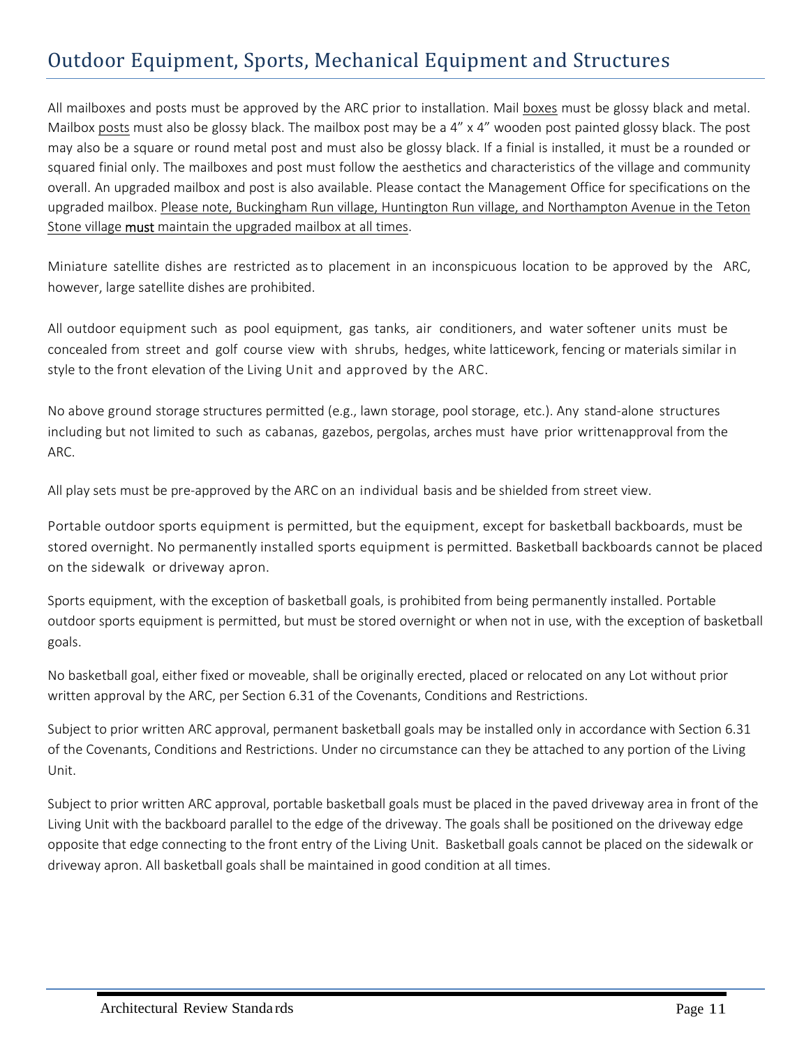## Outdoor Equipment, Sports, Mechanical Equipment and Structures

All mailboxes and posts must be approved by the ARC prior to installation. Mail boxes must be glossy black and metal. Mailbox posts must also be glossy black. The mailbox post may be a 4" x 4" wooden post painted glossy black. The post may also be a square or round metal post and must also be glossy black. If a finial is installed, it must be a rounded or squared finial only. The mailboxes and post must follow the aesthetics and characteristics of the village and community overall. An upgraded mailbox and post is also available. Please contact the Management Office for specifications on the upgraded mailbox. Please note, Buckingham Run village, Huntington Run village, and Northampton Avenue in the Teton Stone village **must** maintain the upgraded mailbox at all times.

Miniature satellite dishes are restricted as to placement in an inconspicuous location to be approved by the ARC, however, large satellite dishes are prohibited.

All outdoor equipment such as pool equipment, gas tanks, air conditioners, and water softener units must be concealed from street and golf course view with shrubs, hedges, white latticework, fencing or materials similar in style to the front elevation of the Living Unit and approved by the ARC.

No above ground storage structures permitted (e.g., lawn storage, pool storage, etc.). Any stand-alone structures including but not limited to such as cabanas, gazebos, pergolas, arches must have prior writtenapproval from the ARC.

All play sets must be pre-approved by the ARC on an individual basis and be shielded from street view.

Portable outdoor sports equipment is permitted, but the equipment, except for basketball backboards, must be stored overnight. No permanently installed sports equipment is permitted. Basketball backboards cannot be placed on the sidewalk or driveway apron.

Sports equipment, with the exception of basketball goals, is prohibited from being permanently installed. Portable outdoor sports equipment is permitted, but must be stored overnight or when not in use, with the exception of basketball goals.

No basketball goal, either fixed or moveable, shall be originally erected, placed or relocated on any Lot without prior written approval by the ARC, per Section 6.31 of the Covenants, Conditions and Restrictions.

Subject to prior written ARC approval, permanent basketball goals may be installed only in accordance with Section 6.31 of the Covenants, Conditions and Restrictions. Under no circumstance can they be attached to any portion of the Living Unit.

Subject to prior written ARC approval, portable basketball goals must be placed in the paved driveway area in front of the Living Unit with the backboard parallel to the edge of the driveway. The goals shall be positioned on the driveway edge opposite that edge connecting to the front entry of the Living Unit. Basketball goals cannot be placed on the sidewalk or driveway apron. All basketball goals shall be maintained in good condition at all times.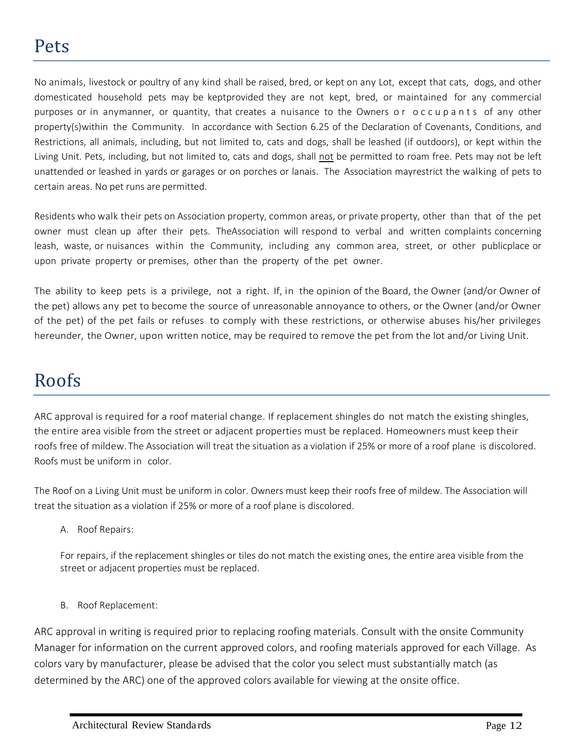# Pets

No animals, livestock or poultry of any kind shall be raised, bred, or kept on any Lot, except that cats, dogs, and other domesticated household pets may be keptprovided they are not kept, bred, or maintained for any commercial purposes or in anymanner, or quantity, that creates a nuisance to the Owners or occupants of any other property(s)within the Community. In accordance with Section 6.25 of the Declaration of Covenants, Conditions, and Restrictions, all animals, including, but not limited to, cats and dogs, shall be leashed (if outdoors), or kept within the Living Unit. Pets, including, but not limited to, cats and dogs, shall <u>not</u> be permitted to roam free. Pets may not be left unattended or leashed in yards or garages or on porches or lanais. The Association mayrestrict the walking of pets to certain areas. No pet runs are permitted.

Residents who walk their pets on Association property, common areas, or private property, other than that of the pet owner must clean up after their pets. TheAssociation will respond to verbal and written complaints concerning leash, waste, or nuisances within the Community, including any common area, street, or other publicplace or upon private property or premises, other than the property of the pet owner.

The ability to keep pets is a privilege, not a right. If, in the opinion of the Board, the Owner (and/or Owner of the pet) allows any pet to become the source of unreasonable annoyance to others, or the Owner (and/or Owner of the pet) of the pet fails or refuses to comply with these restrictions, or otherwise abuses his/her privileges hereunder, the Owner, upon written notice, may be required to remove the pet from the lot and/or Living Unit.

# Roofs

ARC approval is required for a roof material change. If replacement shingles do not match the existing shingles, the entire area visible from the street or adjacent properties must be replaced. Homeowners must keep their roofs free of mildew. The Association will treat the situation as a violation if 25% or more of a roof plane is discolored. Roofs must be uniform in color.

The Roof on a Living Unit must be uniform in color. Owners must keep their roofs free of mildew. The Association will treat the situation as a violation if 25% or more of a roof plane is discolored.

A. Roof Repairs:

For repairs, if the replacement shingles or tiles do not match the existing ones, the entire area visible from the street or adjacent properties must be replaced.

B. Roof Replacement:

ARC approval in writing is required prior to replacing roofing materials. Consult with the onsite Community Manager for information on the current approved colors, and roofing materials approved for each Village. As colors vary by manufacturer, please be advised that the color you select must substantially match (as determined by the ARC) one of the approved colors available for viewing at the onsite office.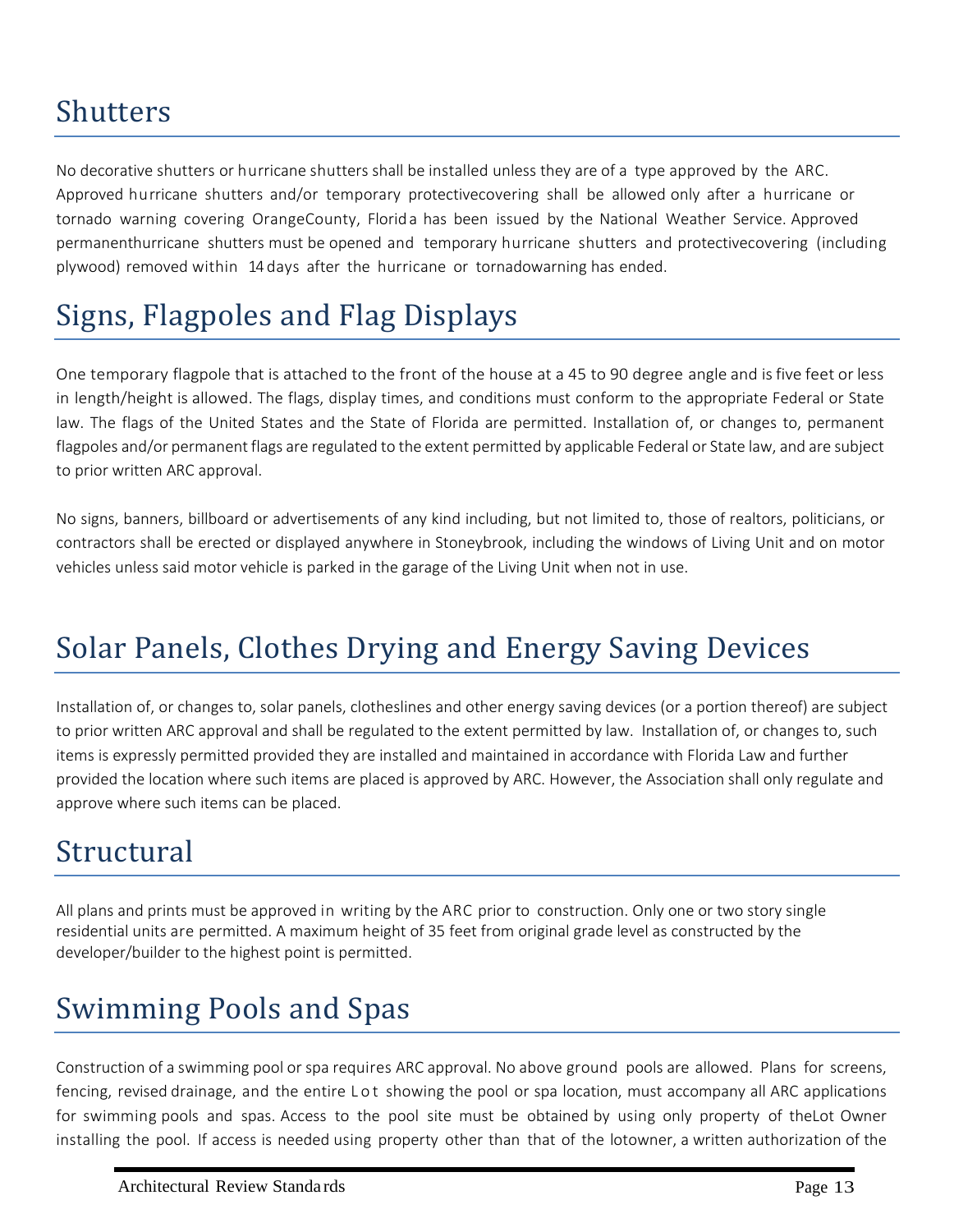# Shutters

No decorative shutters or hurricane shutters shall be installed unless they are of a type approved by the ARC. Approved hurricane shutters and/or temporary protectivecovering shall be allowed only after a hurricane or tornado warning covering OrangeCounty, Florida has been issued by the National Weather Service. Approved permanenthurricane shutters must be opened and temporary hurricane shutters and protectivecovering (including plywood) removed within 14 days after the hurricane or tornadowarning has ended.

# Signs, Flagpoles and Flag Displays

One temporary flagpole that is attached to the front of the house at a 45 to 90 degree angle and is five feet or less in length/height is allowed. The flags, display times, and conditions must conform to the appropriate Federal or State law. The flags of the United States and the State of Florida are permitted. Installation of, or changes to, permanent flagpoles and/or permanent flags are regulated to the extent permitted by applicable Federal or State law, and are subject to prior written ARC approval.

No signs, banners, billboard or advertisements of any kind including, but not limited to, those of realtors, politicians, or contractors shall be erected or displayed anywhere in Stoneybrook, including the windows of Living Unit and on motor vehicles unless said motor vehicle is parked in the garage of the Living Unit when not in use.

# Solar Panels, Clothes Drying and Energy Saving Devices

Installation of, or changes to, solar panels, clotheslines and other energy saving devices (or a portion thereof) are subject to prior written ARC approval and shall be regulated to the extent permitted by law. Installation of, or changes to, such items is expressly permitted provided they are installed and maintained in accordance with Florida Law and further provided the location where such items are placed is approved by ARC. However, the Association shall only regulate and approve where such items can be placed.

# Structural

All plans and prints must be approved in writing by the ARC prior to construction. Only one or two story single residential units are permitted. A maximum height of 35 feet from original grade level as constructed by the developer/builder to the highest point is permitted.

# Swimming Pools and Spas

Construction of a swimming pool or spa requires ARC approval. No above ground pools are allowed. Plans for screens, fencing, revised drainage, and the entire Lot showing the pool or spa location, must accompany all ARC applications for swimming pools and spas. Access to the pool site must be obtained by using only property of theLot Owner installing the pool. If access is needed using property other than that of the lotowner, a written authorization of the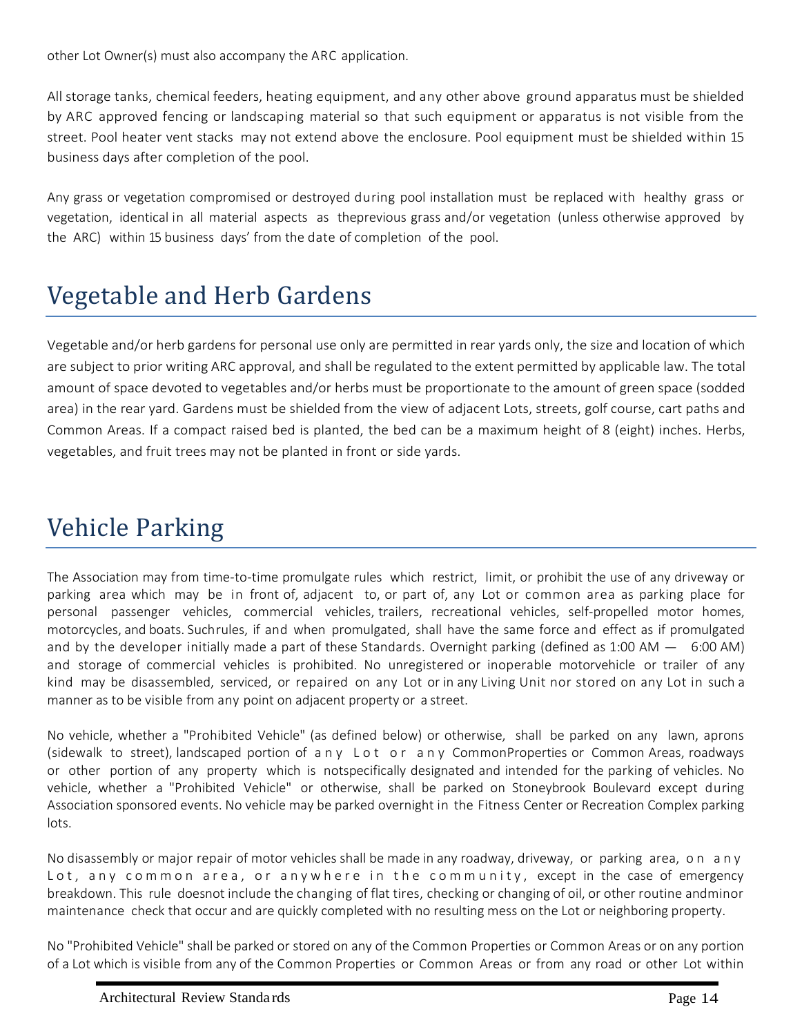other Lot Owner(s) must also accompany the ARC application.

All storage tanks, chemical feeders, heating equipment, and any other above ground apparatus must be shielded by ARC approved fencing or landscaping material so that such equipment or apparatus is not visible from the street. Pool heater vent stacks may not extend above the enclosure. Pool equipment must be shielded within 15 business days after completion of the pool.

Any grass or vegetation compromised or destroyed during pool installation must be replaced with healthy grass or vegetation, identical in all material aspects as theprevious grass and/or vegetation (unless otherwise approved by the ARC) within 15 business days' from the date of completion of the pool.

# Vegetable and Herb Gardens

Vegetable and/or herb gardens for personal use only are permitted in rear yards only, the size and location of which are subject to prior writing ARC approval, and shall be regulated to the extent permitted by applicable law. The total amount of space devoted to vegetables and/or herbs must be proportionate to the amount of green space (sodded area) in the rear yard. Gardens must be shielded from the view of adjacent Lots, streets, golf course, cart paths and Common Areas. If a compact raised bed is planted, the bed can be a maximum height of 8 (eight) inches. Herbs, vegetables, and fruit trees may not be planted in front or side yards.

# Vehicle Parking

The Association may from time-to-time promulgate rules which restrict, limit, or prohibit the use of any driveway or parking area which may be in front of, adjacent to, or part of, any Lot or common area as parking place for personal passenger vehicles, commercial vehicles, trailers, recreational vehicles, self-propelled motor homes, motorcycles, and boats. Suchrules, if and when promulgated, shall have the same force and effect as if promulgated and by the developer initially made a part of these Standards. Overnight parking (defined as 1:00 AM — 6:00 AM) and storage of commercial vehicles is prohibited. No unregistered or inoperable motorvehicle or trailer of any kind may be disassembled, serviced, or repaired on any Lot or in any Living Unit nor stored on any Lot in such a manner as to be visible from any point on adjacent property or a street.

No vehicle, whether a "Prohibited Vehicle" (as defined below) or otherwise, shall be parked on any lawn, aprons (sidewalk to street), landscaped portion of any Lot or any CommonProperties or Common Areas, roadways or other portion of any property which is notspecifically designated and intended for the parking of vehicles. No vehicle, whether a "Prohibited Vehicle" or otherwise, shall be parked on Stoneybrook Boulevard except during Association sponsored events. No vehicle may be parked overnight in the Fitness Center or Recreation Complex parking lots.

No disassembly or major repair of motor vehicles shall be made in any roadway, driveway, or parking area, on any Lot, any common area, or anywhere in the community, except in the case of emergency breakdown. This rule doesnot include the changing of flat tires, checking or changing of oil, or other routine andminor maintenance check that occur and are quickly completed with no resulting mess on the Lot or neighboring property.

No "Prohibited Vehicle" shall be parked or stored on any of the Common Properties or Common Areas or on any portion of a Lot which is visible from any of the Common Properties or Common Areas or from any road or other Lot within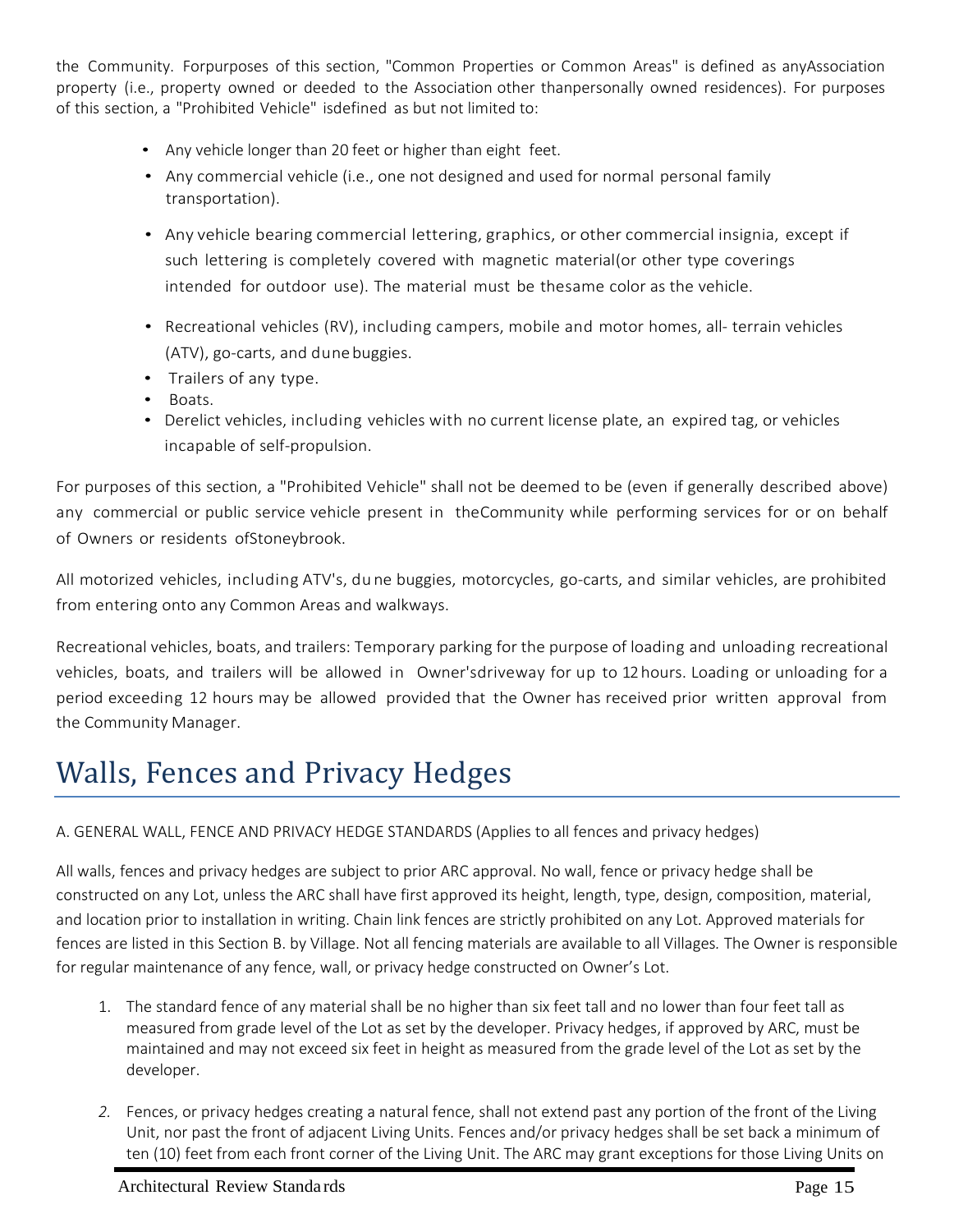the Community. For purposes of this section, "Common Properties or Common Areas" is defined as any Association property (i.e., property owned or deeded to the Association other than personally owned residences). For purposes of this section, a "Prohibited Vehicle" is defined as but not limited to:

- Any vehicle longer than 20 feet or higher than eight feet.
- Any commercial vehicle (i.e., one not designed and used for normal personal family transportation).
- Any vehicle bearing commercial lettering, graphics, or other commercial insignia, except if such lettering is completely covered with magnetic material(or other type coverings intended for outdoor use). The material must be the same color as the vehicle.
- Recreational vehicles (RV), including campers, mobile and motor homes, all- terrain vehicles (ATV), go-carts, and dune buggies.
- Trailers of any type.
- Boats.
- Derelict vehicles, including vehicles with no current license plate, an expired tag, or vehicles incapable of self-propulsion.

For purposes of this section, a "Prohibited Vehicle" shall not be deemed to be (even if generally described above) any commercial or public service vehicle present in the Community while performing services for or on behalf of Owners or residents of Stoneybrook.

All motorized vehicles, including ATV's, dune buggies, motorcycles, go-carts, and similar vehicles, are prohibited from entering onto any Common Areas and walkways.

Recreational vehicles, boats, and trailers: Temporary parking for the purpose of loading and unloading recreational vehicles, boats, and trailers will be allowed in Owner's driveway for up to 12 hours. Loading or unloading for a period exceeding 12 hours may be allowed provided that the Owner has received prior written approval from the Community Manager.

# Walls, Fences and Privacy Hedges

A. GENERAL WALL, FENCE AND PRIVACY HEDGE STANDARDS (Applies to all fences and privacy hedges)

All walls, fences and privacy hedges are subject to prior ARC approval. No wall, fence or privacy hedge shall be constructed on any Lot, unless the ARC shall have first approved its height, length, type, design, composition, material, and location prior to installation in writing. Chain link fences are strictly prohibited on any Lot. Approved materials for fences are listed in this Section B. by Village. Not all fencing materials are available to all Villages. The Owner is responsible for regular maintenance of any fence, wall, or privacy hedge constructed on Owner's Lot.

1. The standard fence of any material shall be no higher than six feet tall and no lower than four feet tall as measured from grade level of the Lot as set by the developer. Privacy hedges, if approved by ARC, must be maintained and may not exceed six feet in height as measured from the grade level of the Lot as set by the developer.
2. Fences, or privacy hedges creating a natural fence, shall not extend past any portion of the front of the Living Unit, nor past the front of adjacent Living Units. Fences and/or privacy hedges shall be set back a minimum of ten (10) feet from each front corner of the Living Unit. The ARC may grant exceptions for those Living Units on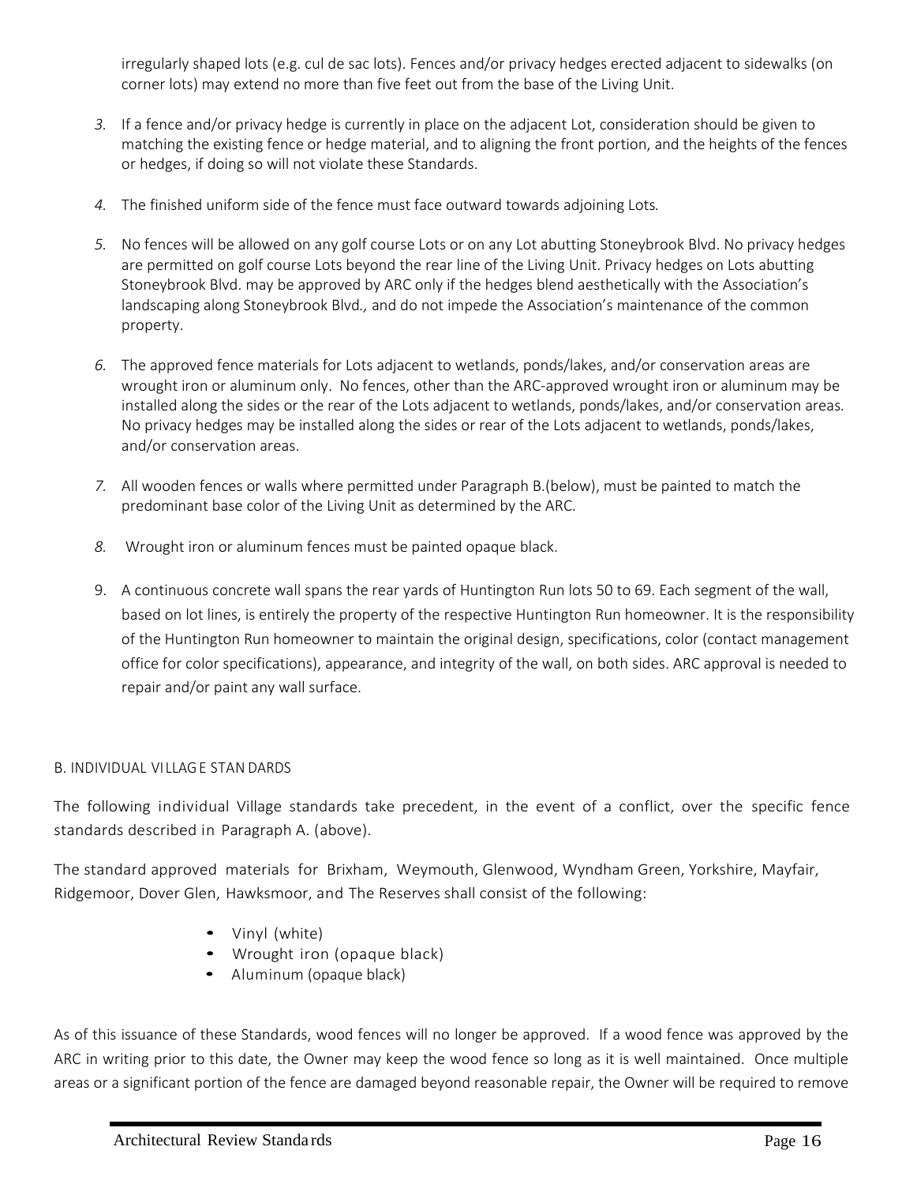irregularly shaped lots (e.g. cul de sac lots). Fences and/or privacy hedges erected adjacent to sidewalks (on corner lots) may extend no more than five feet out from the base of the Living Unit.

3. If a fence and/or privacy hedge is currently in place on the adjacent Lot, consideration should be given to matching the existing fence or hedge material, and to aligning the front portion, and the heights of the fences or hedges, if doing so will not violate these Standards.

4. The finished uniform side of the fence must face outward towards adjoining Lots.

5. No fences will be allowed on any golf course Lots or on any Lot abutting Stoneybrook Blvd. No privacy hedges are permitted on golf course Lots beyond the rear line of the Living Unit. Privacy hedges on Lots abutting Stoneybrook Blvd. may be approved by ARC only if the hedges blend aesthetically with the Association's landscaping along Stoneybrook Blvd., and do not impede the Association's maintenance of the common property.

6. The approved fence materials for Lots adjacent to wetlands, ponds/lakes, and/or conservation areas are wrought iron or aluminum only. No fences, other than the ARC-approved wrought iron or aluminum may be installed along the sides or the rear of the Lots adjacent to wetlands, ponds/lakes, and/or conservation areas. No privacy hedges may be installed along the sides or rear of the Lots adjacent to wetlands, ponds/lakes, and/or conservation areas.

7. All wooden fences or walls where permitted under Paragraph B.(below), must be painted to match the predominant base color of the Living Unit as determined by the ARC.

8. Wrought iron or aluminum fences must be painted opaque black.

9. A continuous concrete wall spans the rear yards of Huntington Run lots 50 to 69. Each segment of the wall, based on lot lines, is entirely the property of the respective Huntington Run homeowner. It is the responsibility of the Huntington Run homeowner to maintain the original design, specifications, color (contact management office for color specifications), appearance, and integrity of the wall, on both sides. ARC approval is needed to repair and/or paint any wall surface.

B. INDIVIDUAL VILLAGE STANDARDS

The following individual Village standards take precedent, in the event of a conflict, over the specific fence standards described in Paragraph A. (above).

The standard approved materials for Brixham, Weymouth, Glenwood, Wyndham Green, Yorkshire, Mayfair, Ridgemoor, Dover Glen, Hawksmoor, and The Reserves shall consist of the following:

- Vinyl (white)
- Wrought iron (opaque black)
- Aluminum (opaque black)

As of this issuance of these Standards, wood fences will no longer be approved. If a wood fence was approved by the ARC in writing prior to this date, the Owner may keep the wood fence so long as it is well maintained. Once multiple areas or a significant portion of the fence are damaged beyond reasonable repair, the Owner will be required to remove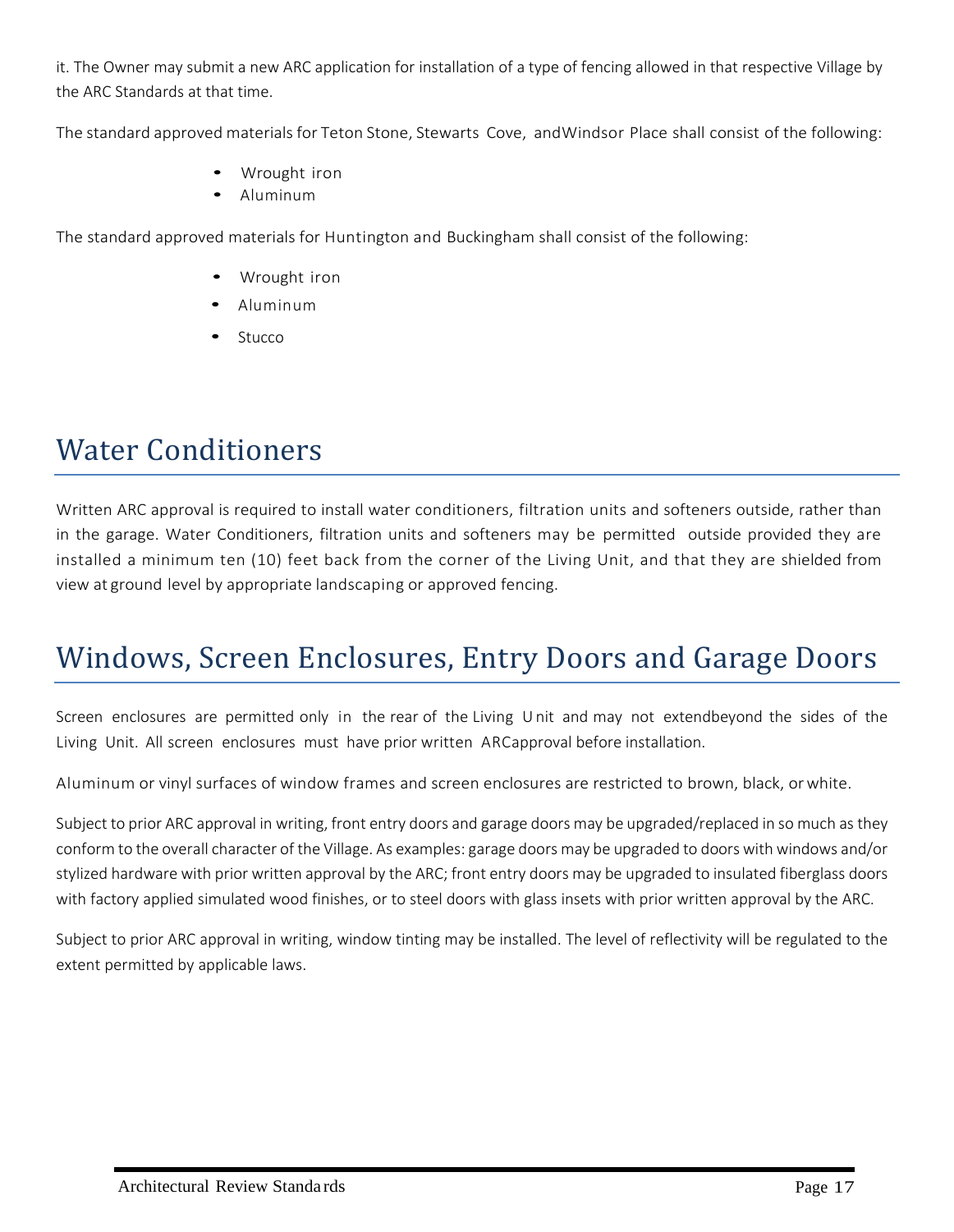it. The Owner may submit a new ARC application for installation of a type of fencing allowed in that respective Village by the ARC Standards at that time.

The standard approved materials for Teton Stone, Stewarts Cove, and Windsor Place shall consist of the following:

- Wrought iron
- Aluminum

The standard approved materials for Huntington and Buckingham shall consist of the following:

- Wrought iron
- Aluminum
- Stucco

# Water Conditioners

Written ARC approval is required to install water conditioners, filtration units and softeners outside, rather than in the garage. Water Conditioners, filtration units and softeners may be permitted outside provided they are installed a minimum ten (10) feet back from the corner of the Living Unit, and that they are shielded from view at ground level by appropriate landscaping or approved fencing.

# Windows, Screen Enclosures, Entry Doors and Garage Doors

Screen enclosures are permitted only in the rear of the Living Unit and may not extend beyond the sides of the Living Unit. All screen enclosures must have prior written ARC approval before installation.

Aluminum or vinyl surfaces of window frames and screen enclosures are restricted to brown, black, or white.

Subject to prior ARC approval in writing, front entry doors and garage doors may be upgraded/replaced in so much as they conform to the overall character of the Village. As examples: garage doors may be upgraded to doors with windows and/or stylized hardware with prior written approval by the ARC; front entry doors may be upgraded to insulated fiberglass doors with factory applied simulated wood finishes, or to steel doors with glass insets with prior written approval by the ARC.

Subject to prior ARC approval in writing, window tinting may be installed. The level of reflectivity will be regulated to the extent permitted by applicable laws.